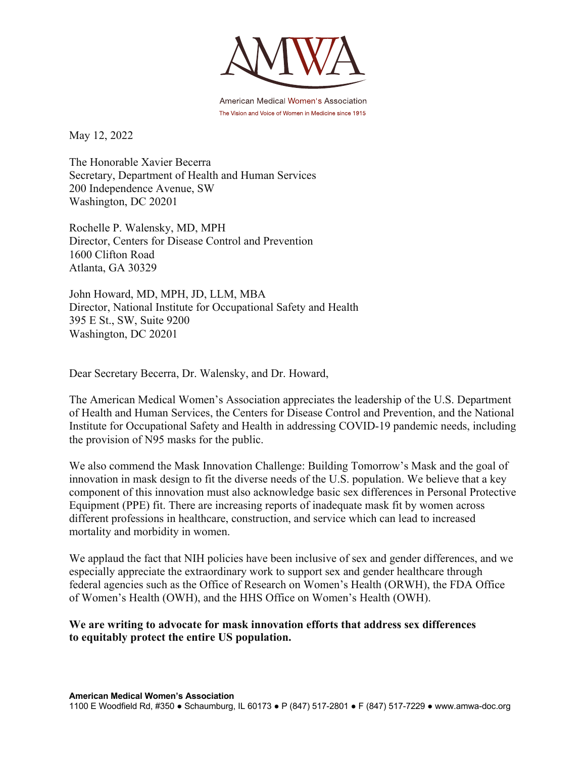AMWA

American Medical Women's Association
The Vision and Voice of Women in Medicine since 1915

May 12, 2022

The Honorable Xavier Becerra
Secretary, Department of Health and Human Services
200 Independence Avenue, SW
Washington, DC 20201

Rochelle P. Walensky, MD, MPH
Director, Centers for Disease Control and Prevention
1600 Clifton Road
Atlanta, GA 30329

John Howard, MD, MPH, JD, LLM, MBA
Director, National Institute for Occupational Safety and Health
395 E St., SW, Suite 9200
Washington, DC 20201

Dear Secretary Becerra, Dr. Walensky, and Dr. Howard,

The American Medical Women's Association appreciates the leadership of the U.S. Department of Health and Human Services, the Centers for Disease Control and Prevention, and the National Institute for Occupational Safety and Health in addressing COVID-19 pandemic needs, including the provision of N95 masks for the public.

We also commend the Mask Innovation Challenge: Building Tomorrow's Mask and the goal of innovation in mask design to fit the diverse needs of the U.S. population. We believe that a key component of this innovation must also acknowledge basic sex differences in Personal Protective Equipment (PPE) fit. There are increasing reports of inadequate mask fit by women across different professions in healthcare, construction, and service which can lead to increased mortality and morbidity in women.

We applaud the fact that NIH policies have been inclusive of sex and gender differences, and we especially appreciate the extraordinary work to support sex and gender healthcare through federal agencies such as the Office of Research on Women's Health (ORWH), the FDA Office of Women's Health (OWH), and the HHS Office on Women's Health (OWH).

**We are writing to advocate for mask innovation efforts that address sex differences to equitably protect the entire US population.**

**American Medical Women's Association**
1100 E Woodfield Rd, #350 ● Schaumburg, IL 60173 ● P (847) 517-2801 ● F (847) 517-7229 ● www.amwa-doc.org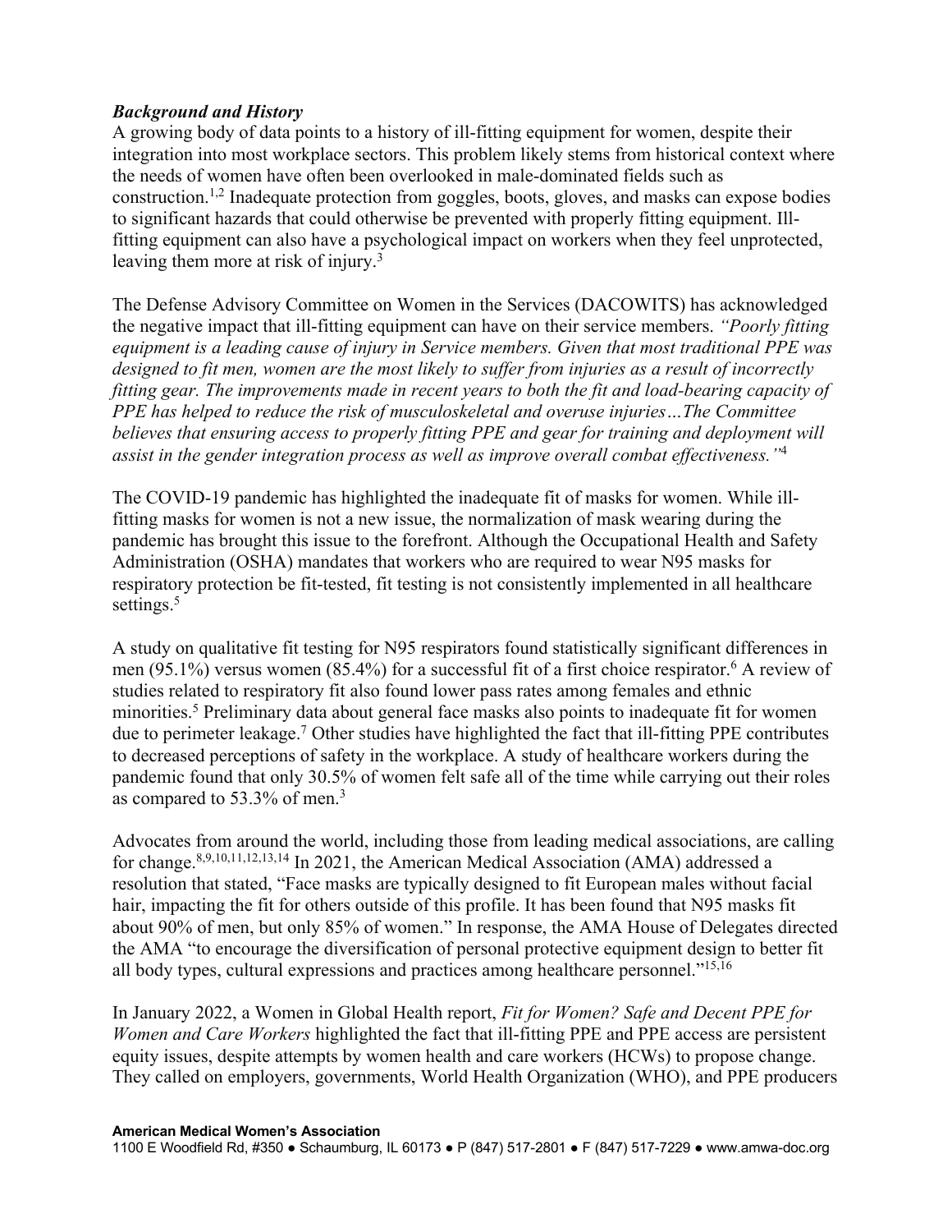### *Background and History*

A growing body of data points to a history of ill-fitting equipment for women, despite their integration into most workplace sectors. This problem likely stems from historical context where the needs of women have often been overlooked in male-dominated fields such as construction.[1,2] Inadequate protection from goggles, boots, gloves, and masks can expose bodies to significant hazards that could otherwise be prevented with properly fitting equipment. Ill-fitting equipment can also have a psychological impact on workers when they feel unprotected, leaving them more at risk of injury.[3]

The Defense Advisory Committee on Women in the Services (DACOWITS) has acknowledged the negative impact that ill-fitting equipment can have on their service members. *"Poorly fitting equipment is a leading cause of injury in Service members. Given that most traditional PPE was designed to fit men, women are the most likely to suffer from injuries as a result of incorrectly fitting gear. The improvements made in recent years to both the fit and load-bearing capacity of PPE has helped to reduce the risk of musculoskeletal and overuse injuries…The Committee believes that ensuring access to properly fitting PPE and gear for training and deployment will assist in the gender integration process as well as improve overall combat effectiveness."*[4]

The COVID-19 pandemic has highlighted the inadequate fit of masks for women. While ill-fitting masks for women is not a new issue, the normalization of mask wearing during the pandemic has brought this issue to the forefront. Although the Occupational Health and Safety Administration (OSHA) mandates that workers who are required to wear N95 masks for respiratory protection be fit-tested, fit testing is not consistently implemented in all healthcare settings.[5]

A study on qualitative fit testing for N95 respirators found statistically significant differences in men (95.1%) versus women (85.4%) for a successful fit of a first choice respirator.[6] A review of studies related to respiratory fit also found lower pass rates among females and ethnic minorities.[5] Preliminary data about general face masks also points to inadequate fit for women due to perimeter leakage.[7] Other studies have highlighted the fact that ill-fitting PPE contributes to decreased perceptions of safety in the workplace. A study of healthcare workers during the pandemic found that only 30.5% of women felt safe all of the time while carrying out their roles as compared to 53.3% of men.[3]

Advocates from around the world, including those from leading medical associations, are calling for change.[8,9,10,11,12,13,14] In 2021, the American Medical Association (AMA) addressed a resolution that stated, "Face masks are typically designed to fit European males without facial hair, impacting the fit for others outside of this profile. It has been found that N95 masks fit about 90% of men, but only 85% of women." In response, the AMA House of Delegates directed the AMA "to encourage the diversification of personal protective equipment design to better fit all body types, cultural expressions and practices among healthcare personnel."[15,16]

In January 2022, a Women in Global Health report, *Fit for Women? Safe and Decent PPE for Women and Care Workers* highlighted the fact that ill-fitting PPE and PPE access are persistent equity issues, despite attempts by women health and care workers (HCWs) to propose change. They called on employers, governments, World Health Organization (WHO), and PPE producers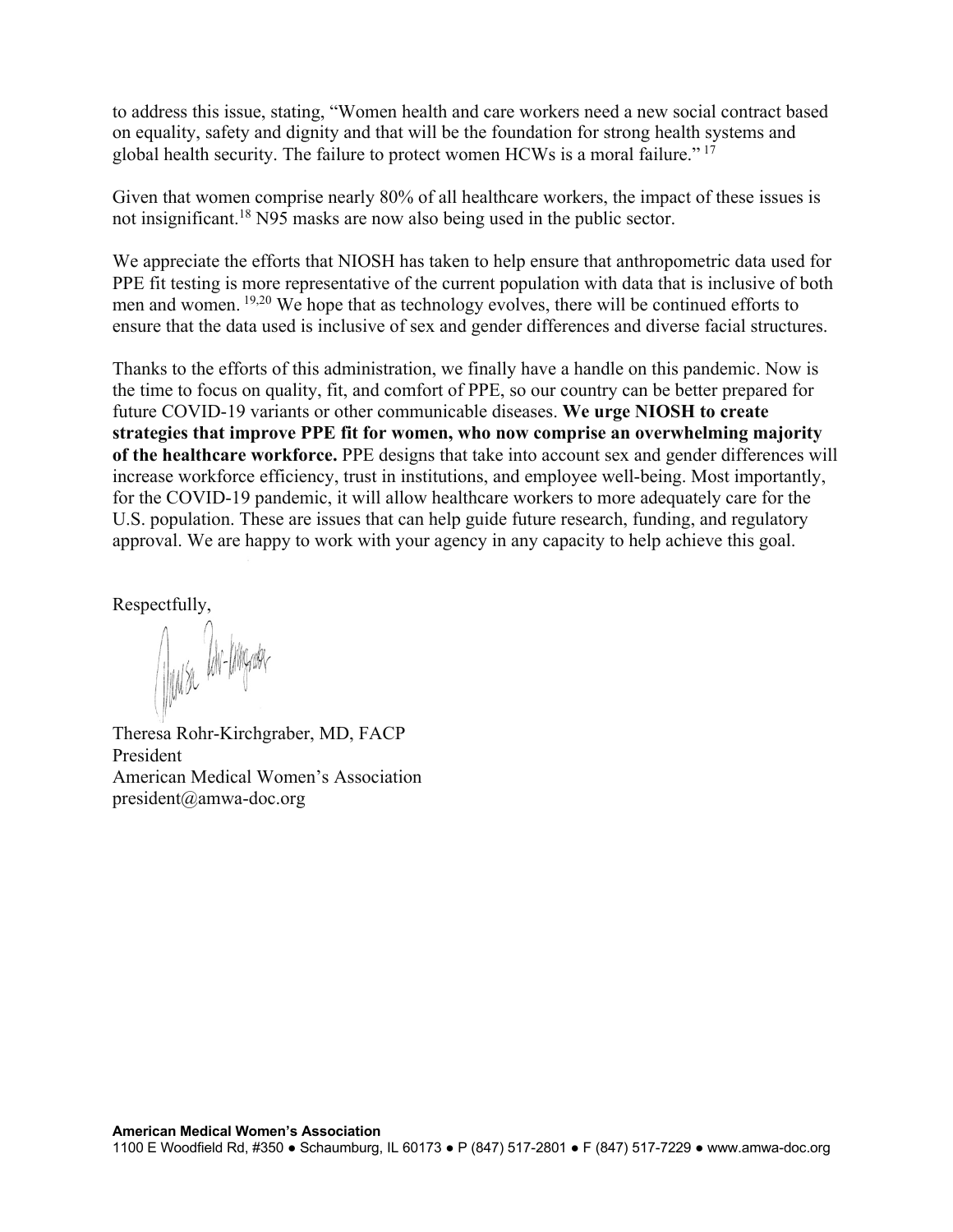to address this issue, stating, "Women health and care workers need a new social contract based on equality, safety and dignity and that will be the foundation for strong health systems and global health security. The failure to protect women HCWs is a moral failure." [17]

Given that women comprise nearly 80% of all healthcare workers, the impact of these issues is not insignificant.[18] N95 masks are now also being used in the public sector.

We appreciate the efforts that NIOSH has taken to help ensure that anthropometric data used for PPE fit testing is more representative of the current population with data that is inclusive of both men and women. [19,20] We hope that as technology evolves, there will be continued efforts to ensure that the data used is inclusive of sex and gender differences and diverse facial structures.

Thanks to the efforts of this administration, we finally have a handle on this pandemic. Now is the time to focus on quality, fit, and comfort of PPE, so our country can be better prepared for future COVID-19 variants or other communicable diseases. **We urge NIOSH to create strategies that improve PPE fit for women, who now comprise an overwhelming majority of the healthcare workforce.** PPE designs that take into account sex and gender differences will increase workforce efficiency, trust in institutions, and employee well-being. Most importantly, for the COVID-19 pandemic, it will allow healthcare workers to more adequately care for the U.S. population. These are issues that can help guide future research, funding, and regulatory approval. We are happy to work with your agency in any capacity to help achieve this goal.

Respectfully,

Theresa Rohr-Kirchgraber, MD, FACP
President
American Medical Women's Association
president@amwa-doc.org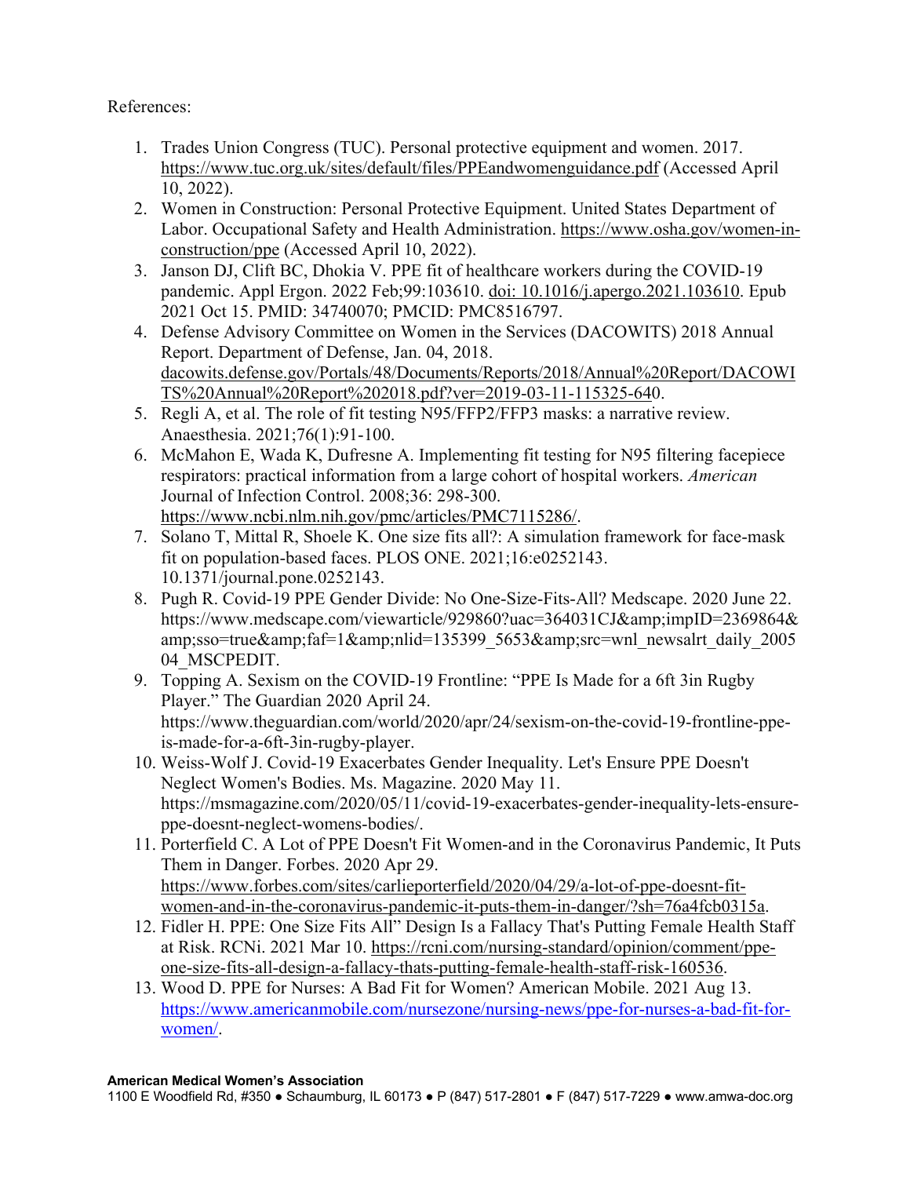References:

1. Trades Union Congress (TUC). Personal protective equipment and women. 2017. https://www.tuc.org.uk/sites/default/files/PPEandwomenguidance.pdf (Accessed April 10, 2022).
2. Women in Construction: Personal Protective Equipment. United States Department of Labor. Occupational Safety and Health Administration. https://www.osha.gov/women-in-construction/ppe (Accessed April 10, 2022).
3. Janson DJ, Clift BC, Dhokia V. PPE fit of healthcare workers during the COVID-19 pandemic. Appl Ergon. 2022 Feb;99:103610. doi: 10.1016/j.apergo.2021.103610. Epub 2021 Oct 15. PMID: 34740070; PMCID: PMC8516797.
4. Defense Advisory Committee on Women in the Services (DACOWITS) 2018 Annual Report. Department of Defense, Jan. 04, 2018. dacowits.defense.gov/Portals/48/Documents/Reports/2018/Annual%20Report/DACOWITS%20Annual%20Report%202018.pdf?ver=2019-03-11-115325-640.
5. Regli A, et al. The role of fit testing N95/FFP2/FFP3 masks: a narrative review. Anaesthesia. 2021;76(1):91-100.
6. McMahon E, Wada K, Dufresne A. Implementing fit testing for N95 filtering facepiece respirators: practical information from a large cohort of hospital workers. *American* Journal of Infection Control. 2008;36: 298-300. https://www.ncbi.nlm.nih.gov/pmc/articles/PMC7115286/.
7. Solano T, Mittal R, Shoele K. One size fits all?: A simulation framework for face-mask fit on population-based faces. PLOS ONE. 2021;16:e0252143. 10.1371/journal.pone.0252143.
8. Pugh R. Covid-19 PPE Gender Divide: No One-Size-Fits-All? Medscape. 2020 June 22. https://www.medscape.com/viewarticle/929860?uac=364031CJ&amp;impID=2369864&amp;sso=true&amp;faf=1&amp;nlid=135399_5653&amp;src=wnl_newsalrt_daily_200504_MSCPEDIT.
9. Topping A. Sexism on the COVID-19 Frontline: "PPE Is Made for a 6ft 3in Rugby Player." The Guardian 2020 April 24. https://www.theguardian.com/world/2020/apr/24/sexism-on-the-covid-19-frontline-ppe-is-made-for-a-6ft-3in-rugby-player.
10. Weiss-Wolf J. Covid-19 Exacerbates Gender Inequality. Let's Ensure PPE Doesn't Neglect Women's Bodies. Ms. Magazine. 2020 May 11. https://msmagazine.com/2020/05/11/covid-19-exacerbates-gender-inequality-lets-ensure-ppe-doesnt-neglect-womens-bodies/.
11. Porterfield C. A Lot of PPE Doesn't Fit Women-and in the Coronavirus Pandemic, It Puts Them in Danger. Forbes. 2020 Apr 29. https://www.forbes.com/sites/carlieporterfield/2020/04/29/a-lot-of-ppe-doesnt-fit-women-and-in-the-coronavirus-pandemic-it-puts-them-in-danger/?sh=76a4fcb0315a.
12. Fidler H. PPE: One Size Fits All" Design Is a Fallacy That's Putting Female Health Staff at Risk. RCNi. 2021 Mar 10. https://rcni.com/nursing-standard/opinion/comment/ppe-one-size-fits-all-design-a-fallacy-thats-putting-female-health-staff-risk-160536.
13. Wood D. PPE for Nurses: A Bad Fit for Women? American Mobile. 2021 Aug 13. https://www.americanmobile.com/nursezone/nursing-news/ppe-for-nurses-a-bad-fit-for-women/.

**American Medical Women's Association**
1100 E Woodfield Rd, #350 ● Schaumburg, IL 60173 ● P (847) 517-2801 ● F (847) 517-7229 ● www.amwa-doc.org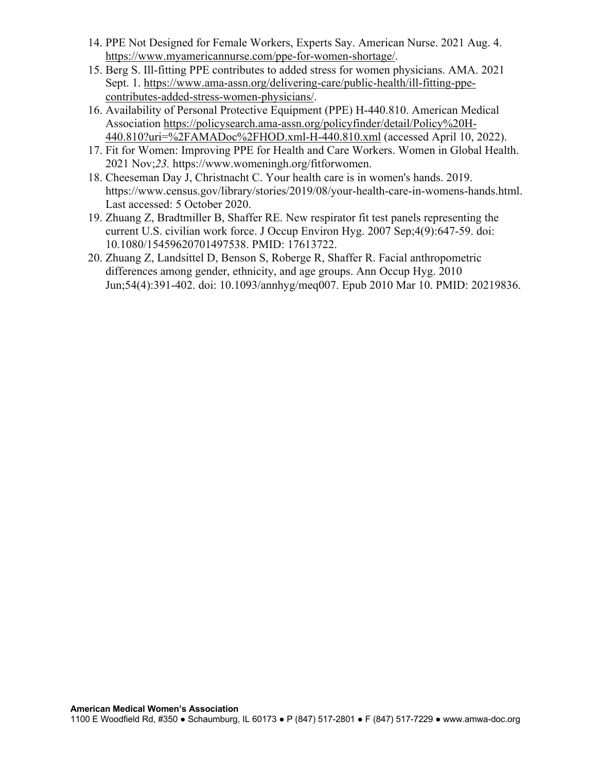14. PPE Not Designed for Female Workers, Experts Say. American Nurse. 2021 Aug. 4. https://www.myamericannurse.com/ppe-for-women-shortage/.
15. Berg S. Ill-fitting PPE contributes to added stress for women physicians. AMA. 2021 Sept. 1. https://www.ama-assn.org/delivering-care/public-health/ill-fitting-ppe-contributes-added-stress-women-physicians/.
16. Availability of Personal Protective Equipment (PPE) H-440.810. American Medical Association https://policysearch.ama-assn.org/policyfinder/detail/Policy%20H-440.810?uri=%2FAMADoc%2FHOD.xml-H-440.810.xml (accessed April 10, 2022).
17. Fit for Women: Improving PPE for Health and Care Workers. Women in Global Health. 2021 Nov;*23.* https://www.womeningh.org/fitforwomen.
18. Cheeseman Day J, Christnacht C. Your health care is in women's hands. 2019. https://www.census.gov/library/stories/2019/08/your-health-care-in-womens-hands.html. Last accessed: 5 October 2020.
19. Zhuang Z, Bradtmiller B, Shaffer RE. New respirator fit test panels representing the current U.S. civilian work force. J Occup Environ Hyg. 2007 Sep;4(9):647-59. doi: 10.1080/15459620701497538. PMID: 17613722.
20. Zhuang Z, Landsittel D, Benson S, Roberge R, Shaffer R. Facial anthropometric differences among gender, ethnicity, and age groups. Ann Occup Hyg. 2010 Jun;54(4):391-402. doi: 10.1093/annhyg/meq007. Epub 2010 Mar 10. PMID: 20219836.